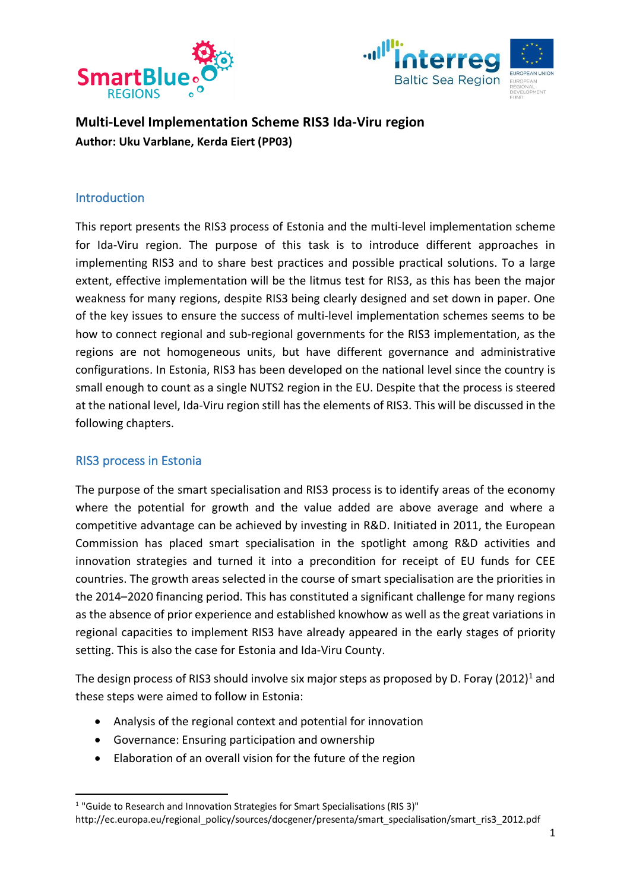# Multi-Level Implementation Scheme RIS3 Ida-Viru region

**Author: Uku Varblane, Kerda Eiert (PP03)**

## Introduction

This report presents the RIS3 process of Estonia and the multi-level implementation scheme for Ida-Viru region. The purpose of this task is to introduce different approaches in implementing RIS3 and to share best practices and possible practical solutions. To a large extent, effective implementation will be the litmus test for RIS3, as this has been the major weakness for many regions, despite RIS3 being clearly designed and set down in paper. One of the key issues to ensure the success of multi-level implementation schemes seems to be how to connect regional and sub-regional governments for the RIS3 implementation, as the regions are not homogeneous units, but have different governance and administrative configurations. In Estonia, RIS3 has developed on the national level since the country is small enough to count as a single NUTS2 region in the EU. Despite that the process is steered at the national level, Ida-Viru region still has the elements of RIS3. This will be discussed in the following chapters.

## RIS3 process in Estonia

The purpose of the smart specialisation and RIS3 process is to identify areas of the economy where the potential for growth and the value added are above average and where a competitive advantage can be achieved by investing in R&D. Initiated in 2011, the European Commission has placed smart specialisation in the spotlight among R&D activities and innovation strategies and turned it into a precondition for receipt of EU funds for CEE countries. The growth areas selected in the course of smart specialisation are the priorities in the 2014–2020 financing period. This has constituted a significant challenge for many regions as the absence of prior experience and established knowhow as well as the great variations in regional capacities to implement RIS3 have already appeared in the early stages of priority setting. This is also the case for Estonia and Ida-Viru County.

The design process of RIS3 should involve six major steps as proposed by D. Foray (2012)[1] and these steps were aimed to follow in Estonia:

- Analysis of the regional context and potential for innovation
- Governance: Ensuring participation and ownership
- Elaboration of an overall vision for the future of the region

[1] "Guide to Research and Innovation Strategies for Smart Specialisations (RIS 3)" http://ec.europa.eu/regional_policy/sources/docgener/presenta/smart_specialisation/smart_ris3_2012.pdf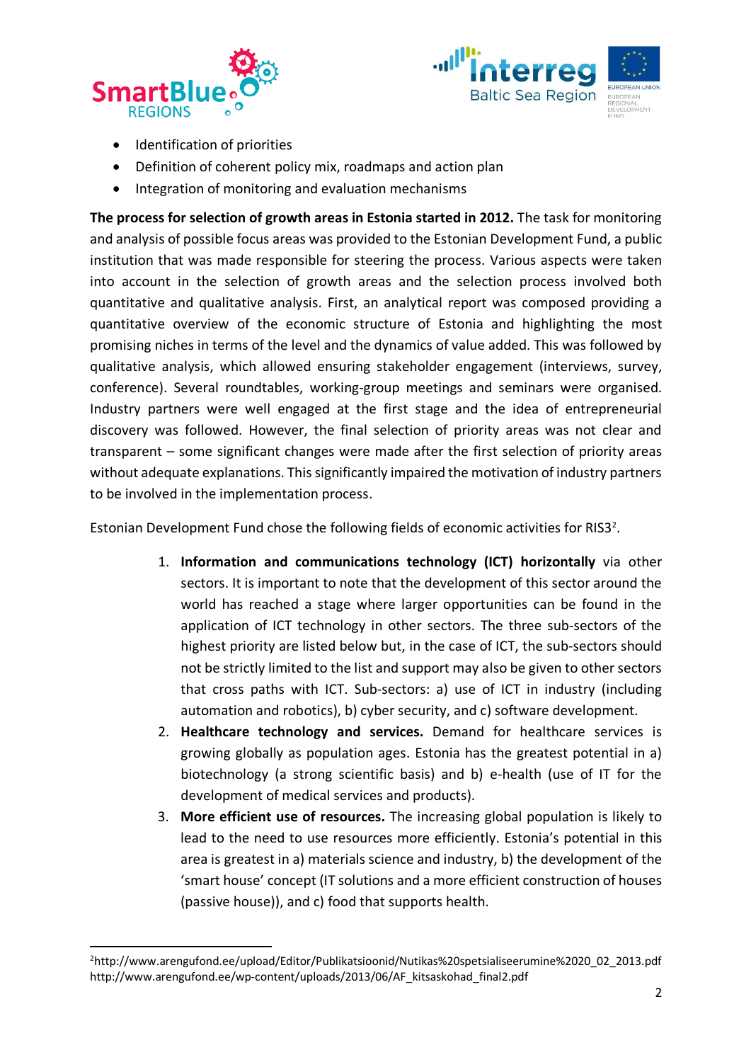- Identification of priorities
- Definition of coherent policy mix, roadmaps and action plan
- Integration of monitoring and evaluation mechanisms

**The process for selection of growth areas in Estonia started in 2012.** The task for monitoring and analysis of possible focus areas was provided to the Estonian Development Fund, a public institution that was made responsible for steering the process. Various aspects were taken into account in the selection of growth areas and the selection process involved both quantitative and qualitative analysis. First, an analytical report was composed providing a quantitative overview of the economic structure of Estonia and highlighting the most promising niches in terms of the level and the dynamics of value added. This was followed by qualitative analysis, which allowed ensuring stakeholder engagement (interviews, survey, conference). Several roundtables, working-group meetings and seminars were organised. Industry partners were well engaged at the first stage and the idea of entrepreneurial discovery was followed. However, the final selection of priority areas was not clear and transparent – some significant changes were made after the first selection of priority areas without adequate explanations. This significantly impaired the motivation of industry partners to be involved in the implementation process.

Estonian Development Fund chose the following fields of economic activities for RIS3[2].

1. **Information and communications technology (ICT) horizontally** via other sectors. It is important to note that the development of this sector around the world has reached a stage where larger opportunities can be found in the application of ICT technology in other sectors. The three sub-sectors of the highest priority are listed below but, in the case of ICT, the sub-sectors should not be strictly limited to the list and support may also be given to other sectors that cross paths with ICT. Sub-sectors: a) use of ICT in industry (including automation and robotics), b) cyber security, and c) software development.
2. **Healthcare technology and services.** Demand for healthcare services is growing globally as population ages. Estonia has the greatest potential in a) biotechnology (a strong scientific basis) and b) e-health (use of IT for the development of medical services and products).
3. **More efficient use of resources.** The increasing global population is likely to lead to the need to use resources more efficiently. Estonia's potential in this area is greatest in a) materials science and industry, b) the development of the 'smart house' concept (IT solutions and a more efficient construction of houses (passive house)), and c) food that supports health.

[2]http://www.arengufond.ee/upload/Editor/Publikatsioonid/Nutikas%20spetsialiseerumine%2020_02_2013.pdf
http://www.arengufond.ee/wp-content/uploads/2013/06/AF_kitsaskohad_final2.pdf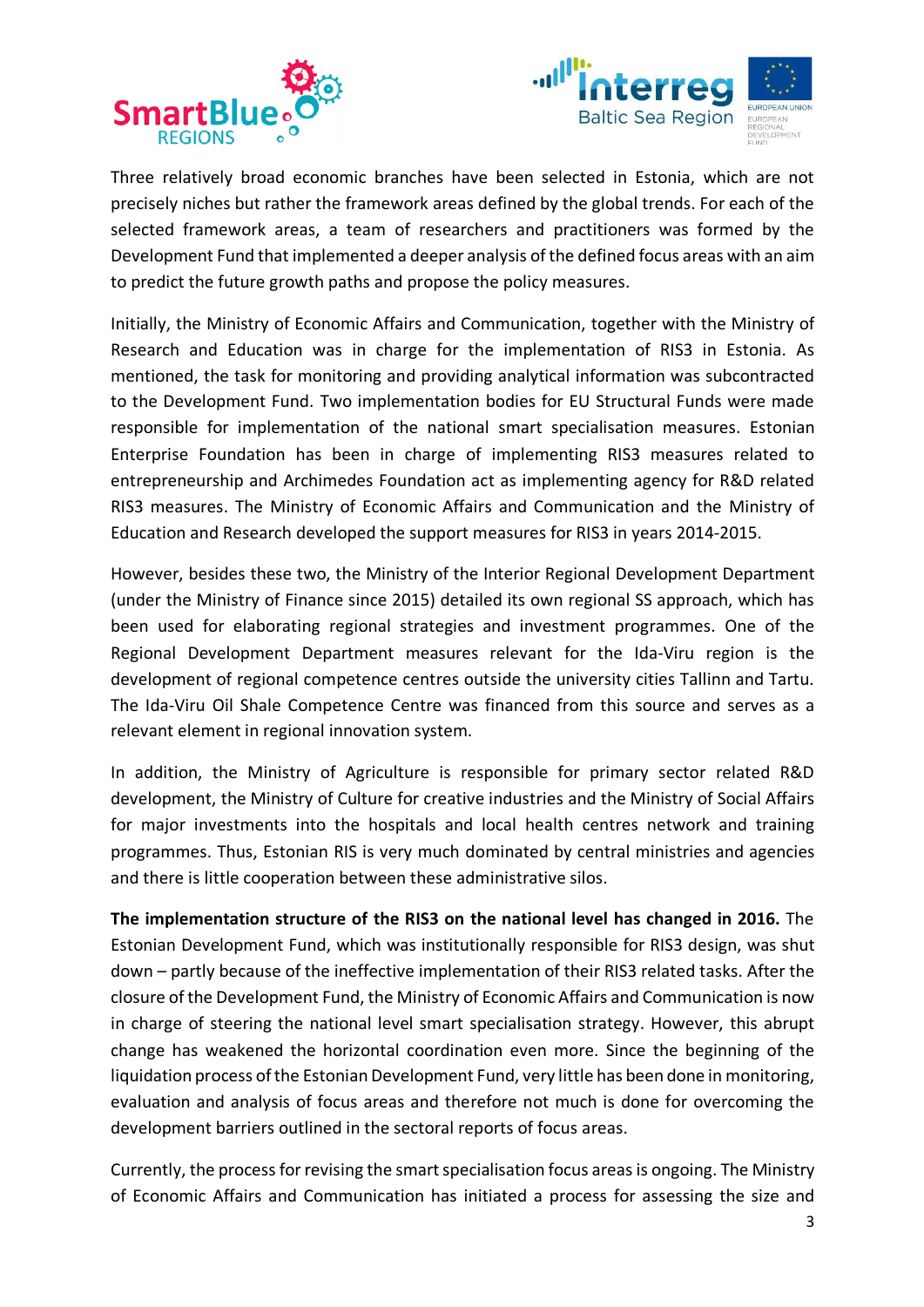Three relatively broad economic branches have been selected in Estonia, which are not precisely niches but rather the framework areas defined by the global trends. For each of the selected framework areas, a team of researchers and practitioners was formed by the Development Fund that implemented a deeper analysis of the defined focus areas with an aim to predict the future growth paths and propose the policy measures.

Initially, the Ministry of Economic Affairs and Communication, together with the Ministry of Research and Education was in charge for the implementation of RIS3 in Estonia. As mentioned, the task for monitoring and providing analytical information was subcontracted to the Development Fund. Two implementation bodies for EU Structural Funds were made responsible for implementation of the national smart specialisation measures. Estonian Enterprise Foundation has been in charge of implementing RIS3 measures related to entrepreneurship and Archimedes Foundation act as implementing agency for R&D related RIS3 measures. The Ministry of Economic Affairs and Communication and the Ministry of Education and Research developed the support measures for RIS3 in years 2014-2015.

However, besides these two, the Ministry of the Interior Regional Development Department (under the Ministry of Finance since 2015) detailed its own regional SS approach, which has been used for elaborating regional strategies and investment programmes. One of the Regional Development Department measures relevant for the Ida-Viru region is the development of regional competence centres outside the university cities Tallinn and Tartu. The Ida-Viru Oil Shale Competence Centre was financed from this source and serves as a relevant element in regional innovation system.

In addition, the Ministry of Agriculture is responsible for primary sector related R&D development, the Ministry of Culture for creative industries and the Ministry of Social Affairs for major investments into the hospitals and local health centres network and training programmes. Thus, Estonian RIS is very much dominated by central ministries and agencies and there is little cooperation between these administrative silos.

**The implementation structure of the RIS3 on the national level has changed in 2016.** The Estonian Development Fund, which was institutionally responsible for RIS3 design, was shut down – partly because of the ineffective implementation of their RIS3 related tasks. After the closure of the Development Fund, the Ministry of Economic Affairs and Communication is now in charge of steering the national level smart specialisation strategy. However, this abrupt change has weakened the horizontal coordination even more. Since the beginning of the liquidation process of the Estonian Development Fund, very little has been done in monitoring, evaluation and analysis of focus areas and therefore not much is done for overcoming the development barriers outlined in the sectoral reports of focus areas.

Currently, the process for revising the smart specialisation focus areas is ongoing. The Ministry of Economic Affairs and Communication has initiated a process for assessing the size and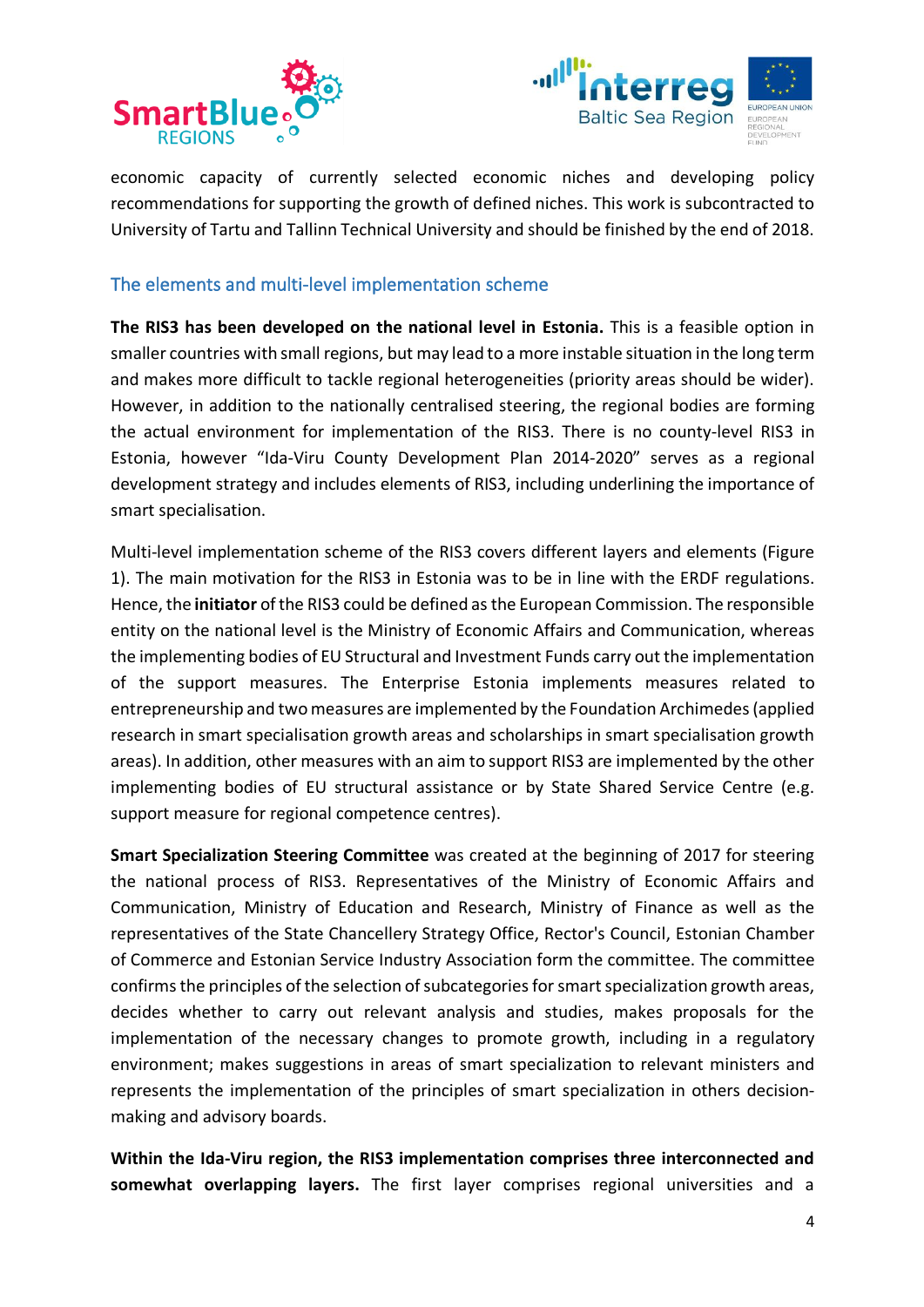economic capacity of currently selected economic niches and developing policy recommendations for supporting the growth of defined niches. This work is subcontracted to University of Tartu and Tallinn Technical University and should be finished by the end of 2018.

## The elements and multi-level implementation scheme

**The RIS3 has been developed on the national level in Estonia.** This is a feasible option in smaller countries with small regions, but may lead to a more instable situation in the long term and makes more difficult to tackle regional heterogeneities (priority areas should be wider). However, in addition to the nationally centralised steering, the regional bodies are forming the actual environment for implementation of the RIS3. There is no county-level RIS3 in Estonia, however "Ida-Viru County Development Plan 2014-2020" serves as a regional development strategy and includes elements of RIS3, including underlining the importance of smart specialisation.

Multi-level implementation scheme of the RIS3 covers different layers and elements (Figure 1). The main motivation for the RIS3 in Estonia was to be in line with the ERDF regulations. Hence, the **initiator** of the RIS3 could be defined as the European Commission. The responsible entity on the national level is the Ministry of Economic Affairs and Communication, whereas the implementing bodies of EU Structural and Investment Funds carry out the implementation of the support measures. The Enterprise Estonia implements measures related to entrepreneurship and two measures are implemented by the Foundation Archimedes (applied research in smart specialisation growth areas and scholarships in smart specialisation growth areas). In addition, other measures with an aim to support RIS3 are implemented by the other implementing bodies of EU structural assistance or by State Shared Service Centre (e.g. support measure for regional competence centres).

**Smart Specialization Steering Committee** was created at the beginning of 2017 for steering the national process of RIS3. Representatives of the Ministry of Economic Affairs and Communication, Ministry of Education and Research, Ministry of Finance as well as the representatives of the State Chancellery Strategy Office, Rector's Council, Estonian Chamber of Commerce and Estonian Service Industry Association form the committee. The committee confirms the principles of the selection of subcategories for smart specialization growth areas, decides whether to carry out relevant analysis and studies, makes proposals for the implementation of the necessary changes to promote growth, including in a regulatory environment; makes suggestions in areas of smart specialization to relevant ministers and represents the implementation of the principles of smart specialization in others decision-making and advisory boards.

**Within the Ida-Viru region, the RIS3 implementation comprises three interconnected and somewhat overlapping layers.** The first layer comprises regional universities and a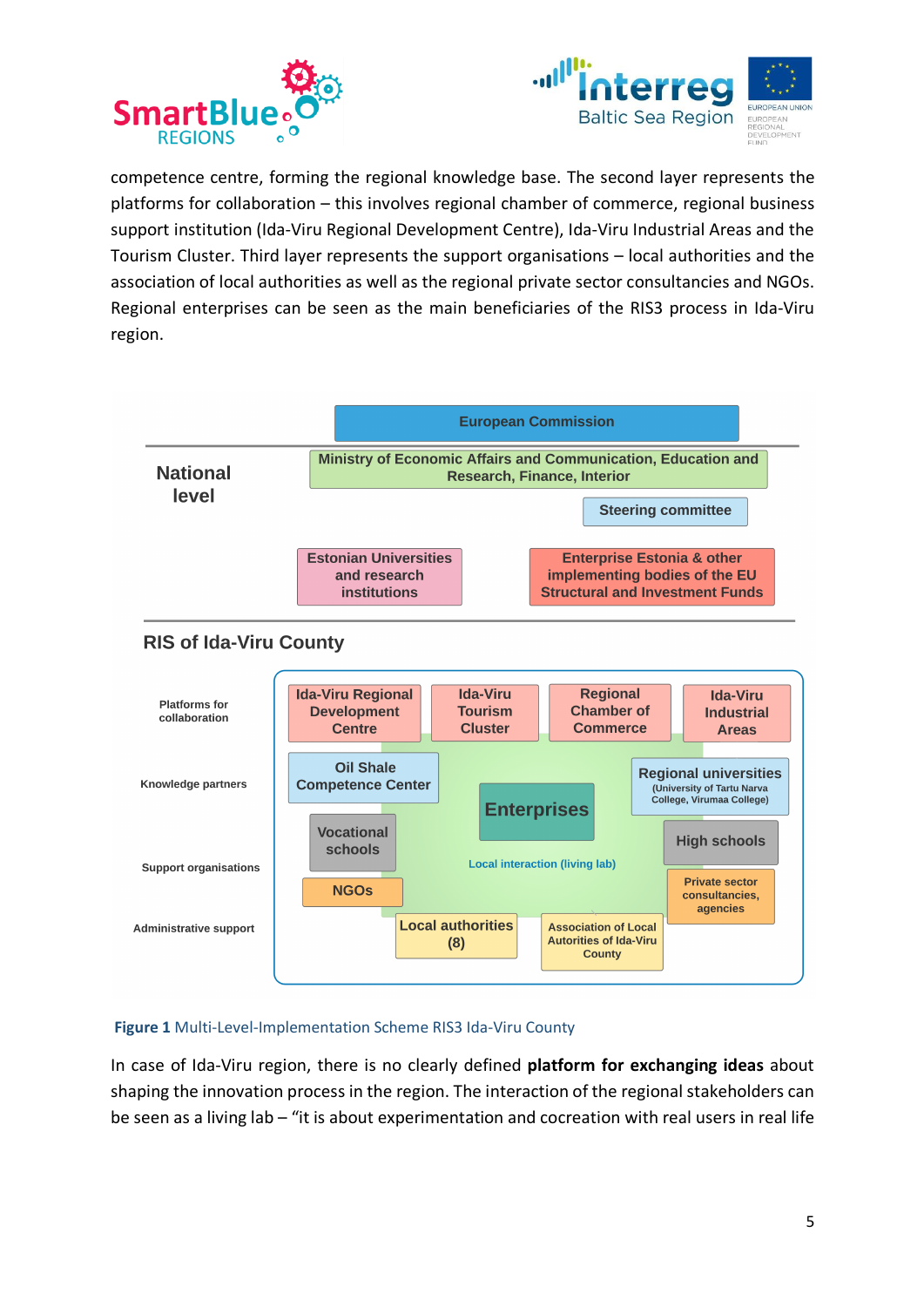competence centre, forming the regional knowledge base. The second layer represents the platforms for collaboration – this involves regional chamber of commerce, regional business support institution (Ida-Viru Regional Development Centre), Ida-Viru Industrial Areas and the Tourism Cluster. Third layer represents the support organisations – local authorities and the association of local authorities as well as the regional private sector consultancies and NGOs. Regional enterprises can be seen as the main beneficiaries of the RIS3 process in Ida-Viru region.

European Commission

National level

Ministry of Economic Affairs and Communication, Education and Research, Finance, Interior

Steering committee

Estonian Universities and research institutions

Enterprise Estonia & other implementing bodies of the EU Structural and Investment Funds

RIS of Ida-Viru County

Platforms for collaboration

Knowledge partners

Support organisations

Administrative support

Ida-Viru Regional Development Centre

Ida-Viru Tourism Cluster

Regional Chamber of Commerce

Ida-Viru Industrial Areas

Oil Shale Competence Center

Regional universities (University of Tartu Narva College, Virumaa College)

Enterprises

Vocational schools

High schools

Local interaction (living lab)

NGOs

Private sector consultancies, agencies

Local authorities (8)

Association of Local Autorities of Ida-Viru County

**Figure 1** Multi-Level-Implementation Scheme RIS3 Ida-Viru County

In case of Ida-Viru region, there is no clearly defined **platform for exchanging ideas** about shaping the innovation process in the region. The interaction of the regional stakeholders can be seen as a living lab – "it is about experimentation and cocreation with real users in real life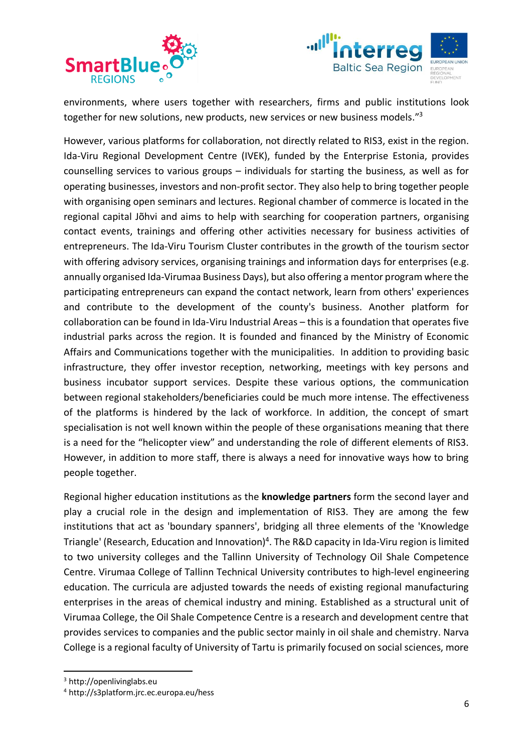environments, where users together with researchers, firms and public institutions look together for new solutions, new products, new services or new business models."[3]

However, various platforms for collaboration, not directly related to RIS3, exist in the region. Ida-Viru Regional Development Centre (IVEK), funded by the Enterprise Estonia, provides counselling services to various groups – individuals for starting the business, as well as for operating businesses, investors and non-profit sector. They also help to bring together people with organising open seminars and lectures. Regional chamber of commerce is located in the regional capital Jõhvi and aims to help with searching for cooperation partners, organising contact events, trainings and offering other activities necessary for business activities of entrepreneurs. The Ida-Viru Tourism Cluster contributes in the growth of the tourism sector with offering advisory services, organising trainings and information days for enterprises (e.g. annually organised Ida-Virumaa Business Days), but also offering a mentor program where the participating entrepreneurs can expand the contact network, learn from others' experiences and contribute to the development of the county's business. Another platform for collaboration can be found in Ida-Viru Industrial Areas – this is a foundation that operates five industrial parks across the region. It is founded and financed by the Ministry of Economic Affairs and Communications together with the municipalities. In addition to providing basic infrastructure, they offer investor reception, networking, meetings with key persons and business incubator support services. Despite these various options, the communication between regional stakeholders/beneficiaries could be much more intense. The effectiveness of the platforms is hindered by the lack of workforce. In addition, the concept of smart specialisation is not well known within the people of these organisations meaning that there is a need for the "helicopter view" and understanding the role of different elements of RIS3. However, in addition to more staff, there is always a need for innovative ways how to bring people together.

Regional higher education institutions as the **knowledge partners** form the second layer and play a crucial role in the design and implementation of RIS3. They are among the few institutions that act as 'boundary spanners', bridging all three elements of the 'Knowledge Triangle' (Research, Education and Innovation)[4]. The R&D capacity in Ida-Viru region is limited to two university colleges and the Tallinn University of Technology Oil Shale Competence Centre. Virumaa College of Tallinn Technical University contributes to high-level engineering education. The curricula are adjusted towards the needs of existing regional manufacturing enterprises in the areas of chemical industry and mining. Established as a structural unit of Virumaa College, the Oil Shale Competence Centre is a research and development centre that provides services to companies and the public sector mainly in oil shale and chemistry. Narva College is a regional faculty of University of Tartu is primarily focused on social sciences, more

[3] http://openlivinglabs.eu

[4] http://s3platform.jrc.ec.europa.eu/hess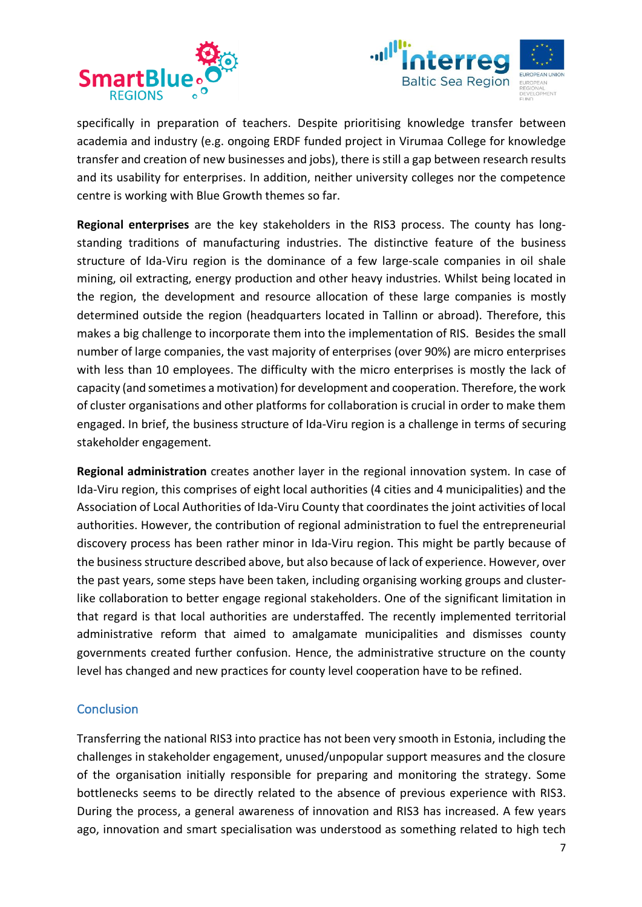specifically in preparation of teachers. Despite prioritising knowledge transfer between academia and industry (e.g. ongoing ERDF funded project in Virumaa College for knowledge transfer and creation of new businesses and jobs), there is still a gap between research results and its usability for enterprises. In addition, neither university colleges nor the competence centre is working with Blue Growth themes so far.

**Regional enterprises** are the key stakeholders in the RIS3 process. The county has long-standing traditions of manufacturing industries. The distinctive feature of the business structure of Ida-Viru region is the dominance of a few large-scale companies in oil shale mining, oil extracting, energy production and other heavy industries. Whilst being located in the region, the development and resource allocation of these large companies is mostly determined outside the region (headquarters located in Tallinn or abroad). Therefore, this makes a big challenge to incorporate them into the implementation of RIS. Besides the small number of large companies, the vast majority of enterprises (over 90%) are micro enterprises with less than 10 employees. The difficulty with the micro enterprises is mostly the lack of capacity (and sometimes a motivation) for development and cooperation. Therefore, the work of cluster organisations and other platforms for collaboration is crucial in order to make them engaged. In brief, the business structure of Ida-Viru region is a challenge in terms of securing stakeholder engagement.

**Regional administration** creates another layer in the regional innovation system. In case of Ida-Viru region, this comprises of eight local authorities (4 cities and 4 municipalities) and the Association of Local Authorities of Ida-Viru County that coordinates the joint activities of local authorities. However, the contribution of regional administration to fuel the entrepreneurial discovery process has been rather minor in Ida-Viru region. This might be partly because of the business structure described above, but also because of lack of experience. However, over the past years, some steps have been taken, including organising working groups and cluster-like collaboration to better engage regional stakeholders. One of the significant limitation in that regard is that local authorities are understaffed. The recently implemented territorial administrative reform that aimed to amalgamate municipalities and dismisses county governments created further confusion. Hence, the administrative structure on the county level has changed and new practices for county level cooperation have to be refined.

## Conclusion

Transferring the national RIS3 into practice has not been very smooth in Estonia, including the challenges in stakeholder engagement, unused/unpopular support measures and the closure of the organisation initially responsible for preparing and monitoring the strategy. Some bottlenecks seems to be directly related to the absence of previous experience with RIS3. During the process, a general awareness of innovation and RIS3 has increased. A few years ago, innovation and smart specialisation was understood as something related to high tech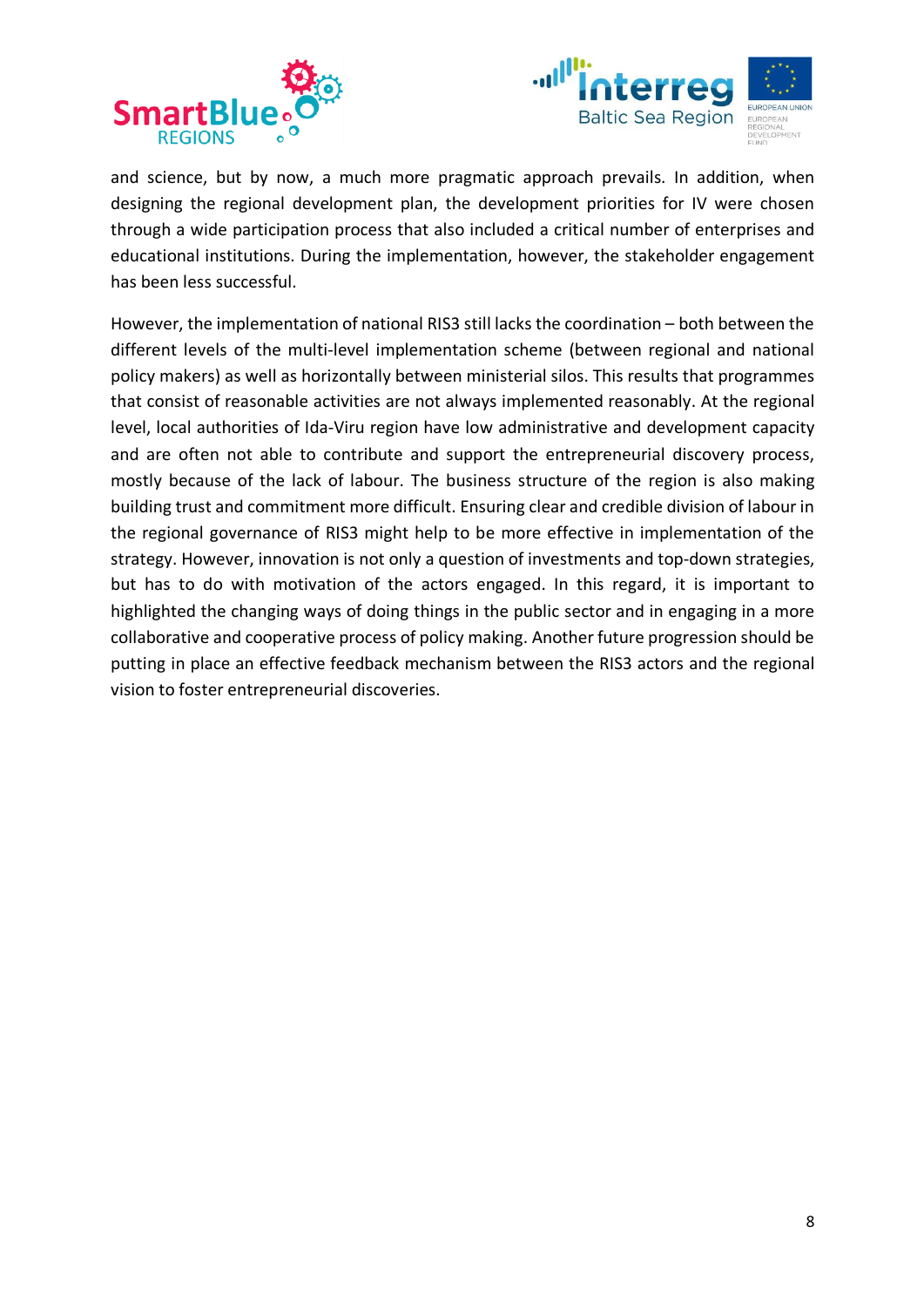and science, but by now, a much more pragmatic approach prevails. In addition, when designing the regional development plan, the development priorities for IV were chosen through a wide participation process that also included a critical number of enterprises and educational institutions. During the implementation, however, the stakeholder engagement has been less successful.

However, the implementation of national RIS3 still lacks the coordination – both between the different levels of the multi-level implementation scheme (between regional and national policy makers) as well as horizontally between ministerial silos. This results that programmes that consist of reasonable activities are not always implemented reasonably. At the regional level, local authorities of Ida-Viru region have low administrative and development capacity and are often not able to contribute and support the entrepreneurial discovery process, mostly because of the lack of labour. The business structure of the region is also making building trust and commitment more difficult. Ensuring clear and credible division of labour in the regional governance of RIS3 might help to be more effective in implementation of the strategy. However, innovation is not only a question of investments and top-down strategies, but has to do with motivation of the actors engaged. In this regard, it is important to highlighted the changing ways of doing things in the public sector and in engaging in a more collaborative and cooperative process of policy making. Another future progression should be putting in place an effective feedback mechanism between the RIS3 actors and the regional vision to foster entrepreneurial discoveries.